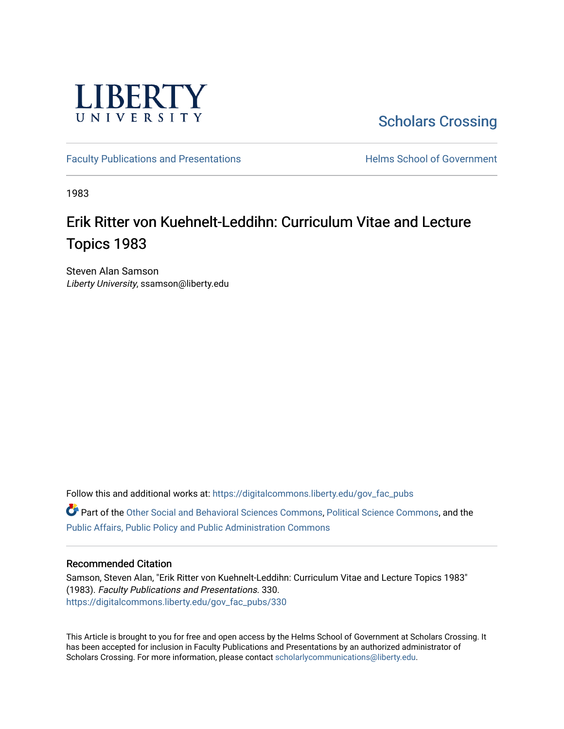LIBERTY UNIVERSITY

Scholars Crossing

Faculty Publications and Presentations

Helms School of Government

1983

# Erik Ritter von Kuehnelt-Leddihn: Curriculum Vitae and Lecture Topics 1983

Steven Alan Samson
*Liberty University*, ssamson@liberty.edu

Follow this and additional works at: https://digitalcommons.liberty.edu/gov_fac_pubs

Part of the Other Social and Behavioral Sciences Commons, Political Science Commons, and the Public Affairs, Public Policy and Public Administration Commons

## Recommended Citation

Samson, Steven Alan, "Erik Ritter von Kuehnelt-Leddihn: Curriculum Vitae and Lecture Topics 1983" (1983). *Faculty Publications and Presentations*. 330.
https://digitalcommons.liberty.edu/gov_fac_pubs/330

This Article is brought to you for free and open access by the Helms School of Government at Scholars Crossing. It has been accepted for inclusion in Faculty Publications and Presentations by an authorized administrator of Scholars Crossing. For more information, please contact scholarlycommunications@liberty.edu.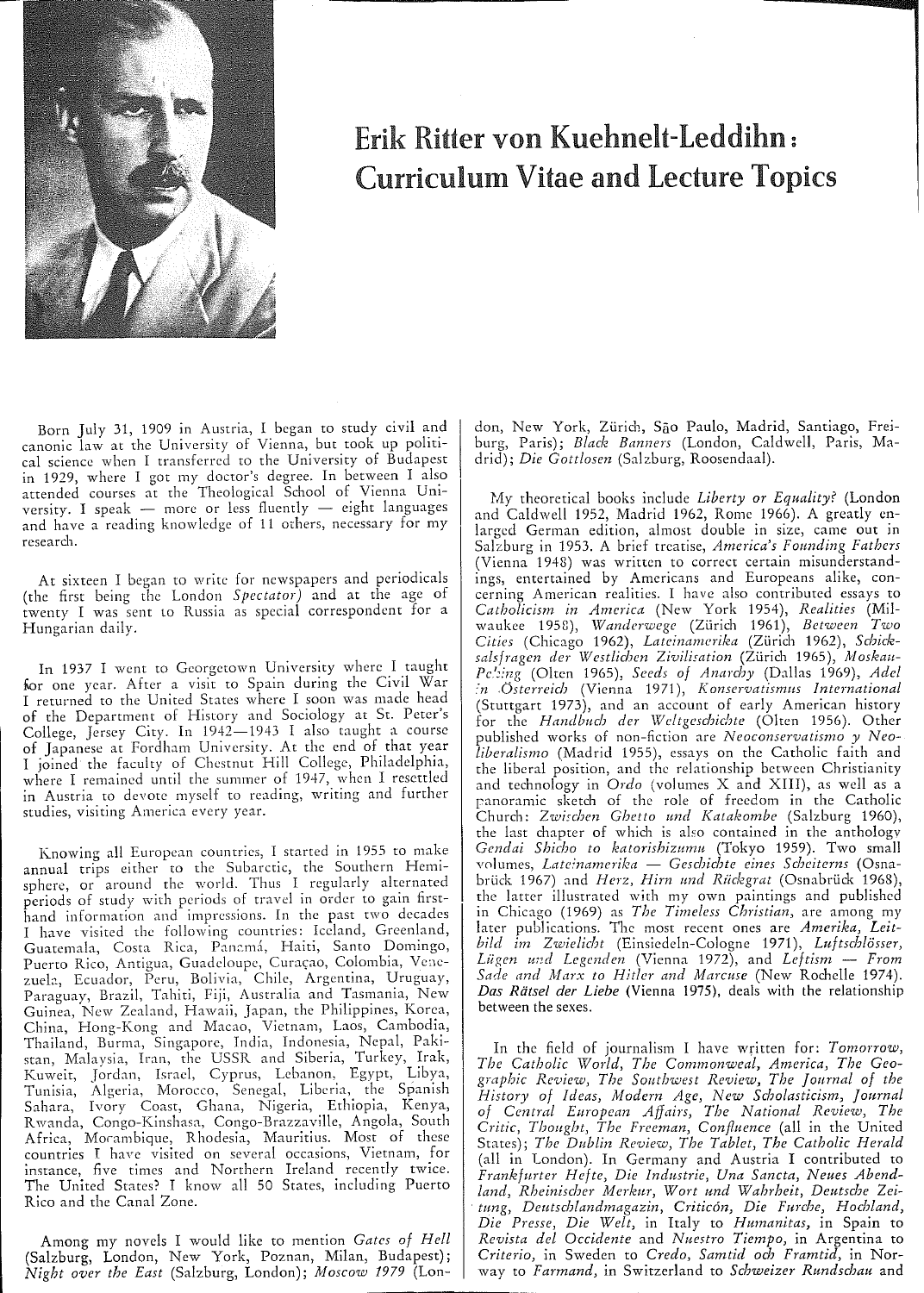# Erik Ritter von Kuehnelt-Leddihn: Curriculum Vitae and Lecture Topics

Born July 31, 1909 in Austria, I began to study civil and canonic law at the University of Vienna, but took up political science when I transferred to the University of Budapest in 1929, where I got my doctor's degree. In between I also attended courses at the Theological School of Vienna University. I speak — more or less fluently — eight languages and have a reading knowledge of 11 others, necessary for my research.

At sixteen I began to write for newspapers and periodicals (the first being the London *Spectator*) and at the age of twenty I was sent to Russia as special correspondent for a Hungarian daily.

In 1937 I went to Georgetown University where I taught for one year. After a visit to Spain during the Civil War I returned to the United States where I soon was made head of the Department of History and Sociology at St. Peter's College, Jersey City. In 1942—1943 I also taught a course of Japanese at Fordham University. At the end of that year I joined the faculty of Chestnut Hill College, Philadelphia, where I remained until the summer of 1947, when I resettled in Austria to devote myself to reading, writing and further studies, visiting America every year.

Knowing all European countries, I started in 1955 to make annual trips either to the Subarctic, the Southern Hemisphere, or around the world. Thus I regularly alternated periods of study with periods of travel in order to gain first-hand information and impressions. In the past two decades I have visited the following countries: Iceland, Greenland, Guatemala, Costa Rica, Panamá, Haiti, Santo Domingo, Puerto Rico, Antigua, Guadeloupe, Curaçao, Colombia, Venezuela, Ecuador, Peru, Bolivia, Chile, Argentina, Uruguay, Paraguay, Brazil, Tahiti, Fiji, Australia and Tasmania, New Guinea, New Zealand, Hawaii, Japan, the Philippines, Korea, China, Hong-Kong and Macao, Vietnam, Laos, Cambodia, Thailand, Burma, Singapore, India, Indonesia, Nepal, Pakistan, Malaysia, Iran, the USSR and Siberia, Turkey, Irak, Kuweit, Jordan, Israel, Cyprus, Lebanon, Egypt, Libya, Tunisia, Algeria, Morocco, Senegal, Liberia, the Spanish Sahara, Ivory Coast, Ghana, Nigeria, Ethiopia, Kenya, Rwanda, Congo-Kinshasa, Congo-Brazzaville, Angola, South Africa, Moçambique, Rhodesia, Mauritius. Most of these countries I have visited on several occasions, Vietnam, for instance, five times and Northern Ireland recently twice. The United States? I know all 50 States, including Puerto Rico and the Canal Zone.

Among my novels I would like to mention *Gates of Hell* (Salzburg, London, New York, Poznan, Milan, Budapest); *Night over the East* (Salzburg, London); *Moscow 1979* (London, New York, Zürich, São Paulo, Madrid, Santiago, Freiburg, Paris); *Black Banners* (London, Caldwell, Paris, Madrid); *Die Gottlosen* (Salzburg, Roosendaal).

My theoretical books include *Liberty or Equality?* (London and Caldwell 1952, Madrid 1962, Rome 1966). A greatly enlarged German edition, almost double in size, came out in Salzburg in 1953. A brief treatise, *America's Founding Fathers* (Vienna 1948) was written to correct certain misunderstandings, entertained by Americans and Europeans alike, concerning American realities. I have also contributed essays to *Catholicism in America* (New York 1954), *Realities* (Milwaukee 1958), *Wanderwege* (Zürich 1961), *Between Two Cities* (Chicago 1962), *Lateinamerika* (Zürich 1962), *Schicksalsfragen der Westlichen Zivilisation* (Zürich 1965), *Moskau-Peking* (Olten 1965), *Seeds of Anarchy* (Dallas 1969), *Adel in Österreich* (Vienna 1971), *Konservatismus International* (Stuttgart 1973), and an account of early American history for the *Handbuch der Weltgeschichte* (Olten 1956). Other published works of non-fiction are *Neoconservatismo y Neoliberalismo* (Madrid 1955), essays on the Catholic faith and the liberal position, and the relationship between Christianity and technology in *Ordo* (volumes X and XIII), as well as a panoramic sketch of the role of freedom in the Catholic Church: *Zwischen Ghetto und Katakombe* (Salzburg 1960), the last chapter of which is also contained in the anthology *Gendai Shicho to katorishizumu* (Tokyo 1959). Two small volumes, *Lateinamerika — Geschichte eines Scheiterns* (Osnabrück 1967) and *Herz, Hirn und Rückgrat* (Osnabrück 1968), the latter illustrated with my own paintings and published in Chicago (1969) as *The Timeless Christian*, are among my later publications. The most recent ones are *Amerika, Leitbild im Zwielicht* (Einsiedeln-Cologne 1971), *Luftschlösser, Lügen und Legenden* (Vienna 1972), and *Leftism — From Sade and Marx to Hitler and Marcuse* (New Rochelle 1974). ***Das Rätsel der Liebe*** **(Vienna 1975), deals with the relationship between the sexes.**

In the field of journalism I have written for: *Tomorrow, The Catholic World, The Commonweal, America, The Geographic Review, The Southwest Review, The Journal of the History of Ideas, Modern Age, New Scholasticism, Journal of Central European Affairs, The National Review, The Critic, Thought, The Freeman, Confluence* (all in the United States); *The Dublin Review, The Tablet, The Catholic Herald* (all in London). In Germany and Austria I contributed to *Frankfurter Hefte, Die Industrie, Una Sancta, Neues Abendland, Rheinischer Merkur, Wort und Wahrheit, Deutsche Zeitung, Deutschlandmagazin, Criticón, Die Furche, Hochland, Die Presse, Die Welt,* in Italy to *Humanitas,* in Spain to *Revista del Occidente* and *Nuestro Tiempo,* in Argentina to *Criterio,* in Sweden to *Credo, Samtid och Framtid,* in Norway to *Farmand,* in Switzerland to *Schweizer Rundschau* and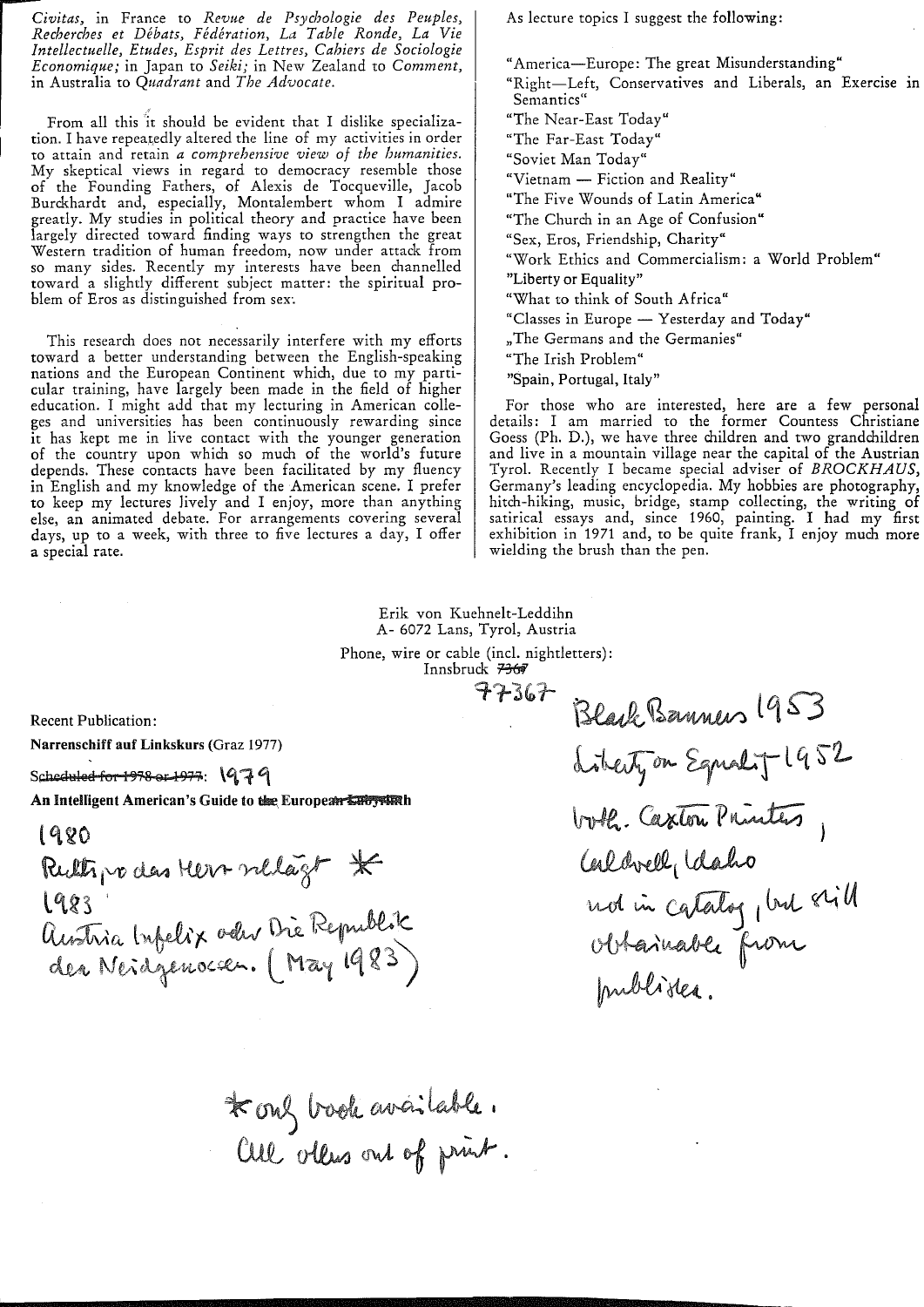*Civitas*, in France to *Revue de Psychologie des Peuples, Recherches et Débats, Fédération, La Table Ronde, La Vie Intellectuelle, Etudes, Esprit des Lettres, Cahiers de Sociologie Economique;* in Japan to *Seiki;* in New Zealand to *Comment*, in Australia to *Quadrant* and *The Advocate*.

From all this it should be evident that I dislike specialization. I have repeatedly altered the line of my activities in order to attain and retain *a comprehensive view of the humanities*. My skeptical views in regard to democracy resemble those of the Founding Fathers, of Alexis de Tocqueville, Jacob Burckhardt and, especially, Montalembert whom I admire greatly. My studies in political theory and practice have been largely directed toward finding ways to strengthen the great Western tradition of human freedom, now under attack from so many sides. Recently my interests have been channelled toward a slightly different subject matter: the spiritual problem of Eros as distinguished from sex.

This research does not necessarily interfere with my efforts toward a better understanding between the English-speaking nations and the European Continent which, due to my particular training, have largely been made in the field of higher education. I might add that my lecturing in American colleges and universities has been continuously rewarding since it has kept me in live contact with the younger generation of the country upon which so much of the world's future depends. These contacts have been facilitated by my fluency in English and my knowledge of the American scene. I prefer to keep my lectures lively and I enjoy, more than anything else, an animated debate. For arrangements covering several days, up to a week, with three to five lectures a day, I offer a special rate.

As lecture topics I suggest the following:

"America—Europe: The great Misunderstanding"
"Right—Left, Conservatives and Liberals, an Exercise in Semantics"
"The Near-East Today"
"The Far-East Today"
"Soviet Man Today"
"Vietnam — Fiction and Reality"
"The Five Wounds of Latin America"
"The Church in an Age of Confusion"
"Sex, Eros, Friendship, Charity"
"Work Ethics and Commercialism: a World Problem"
"Liberty or Equality"
"What to think of South Africa"
"Classes in Europe — Yesterday and Today"
„The Germans and the Germanies"
"The Irish Problem"
"Spain, Portugal, Italy"

For those who are interested, here are a few personal details: I am married to the former Countess Christiane Goess (Ph. D.), we have three children and two grandchildren and live in a mountain village near the capital of the Austrian Tyrol. Recently I became special adviser of *BROCKHAUS*, Germany's leading encyclopedia. My hobbies are photography, hitch-hiking, music, bridge, stamp collecting, the writing of satirical essays and, since 1960, painting. I had my first exhibition in 1971 and, to be quite frank, I enjoy much more wielding the brush than the pen.

Erik von Kuehnelt-Leddihn
A- 6072 Lans, Tyrol, Austria

Phone, wire or cable (incl. nightletters):
Innsbruck ~~7367~~ 77367

Recent Publication:

**Narrenschiff auf Linkskurs** (Graz 1977)

~~Scheduled for 1978 or 1977~~: 1979

**An Intelligent American's Guide to ~~the~~ Europe~~an Labyrinth~~**

1980
Rechts, wo das Herz schlägt *
1983
Austria Infelix oder Die Republik der Neidgenossen. (May 1983)

Black Banners 1953
Liberty or Equality 1952
both. Caxton Printers, Caldwell, Idaho
not in catalog, but still obtainable from publisher.

* only book available. All others out of print.